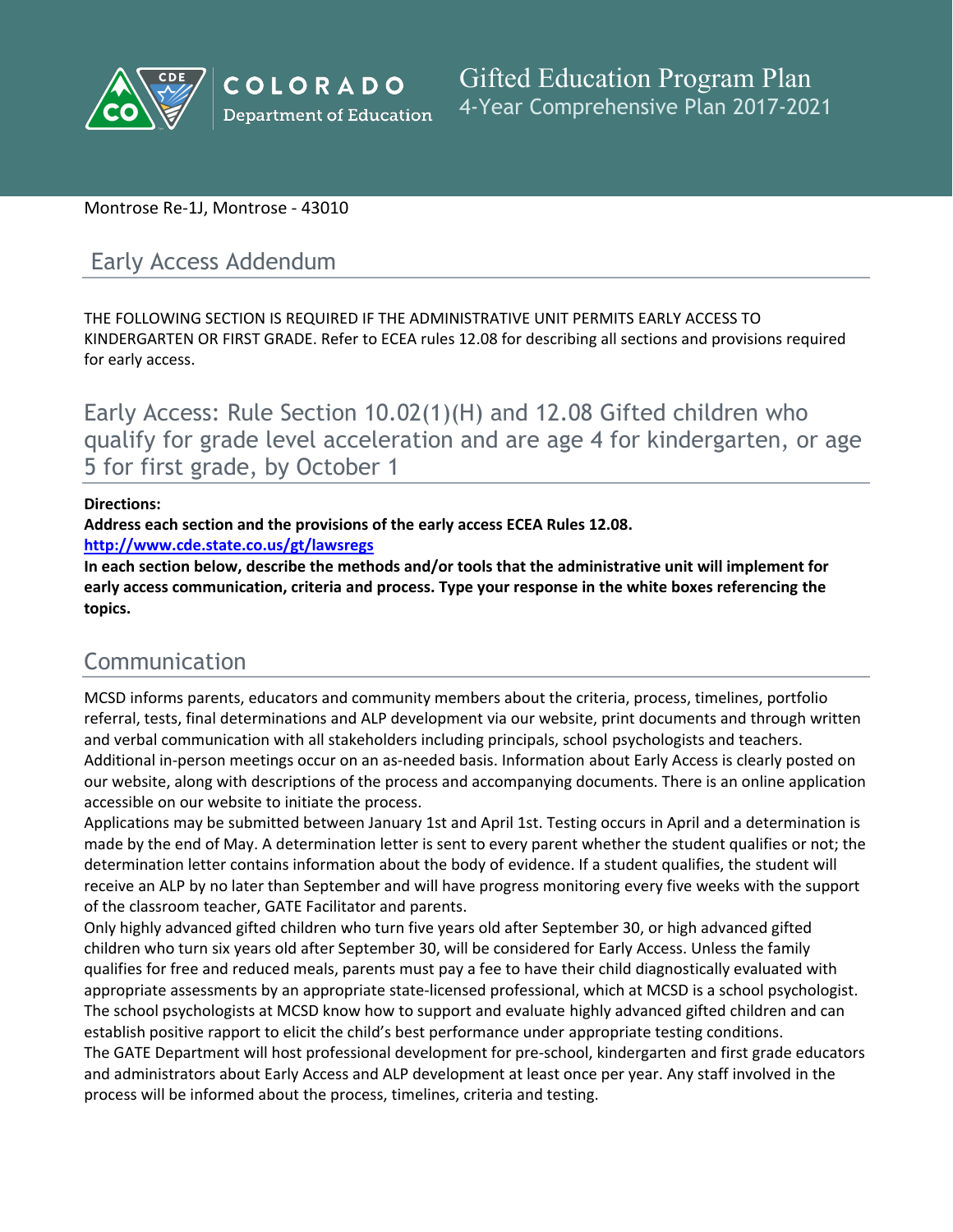# Gifted Education Program Plan

4-Year Comprehensive Plan 2017-2021

COLORADO Department of Education

Montrose Re-1J, Montrose - 43010

## Early Access Addendum

THE FOLLOWING SECTION IS REQUIRED IF THE ADMINISTRATIVE UNIT PERMITS EARLY ACCESS TO KINDERGARTEN OR FIRST GRADE. Refer to ECEA rules 12.08 for describing all sections and provisions required for early access.

## Early Access: Rule Section 10.02(1)(H) and 12.08 Gifted children who qualify for grade level acceleration and are age 4 for kindergarten, or age 5 for first grade, by October 1

**Directions:**

**Address each section and the provisions of the early access ECEA Rules 12.08.**

**[http://www.cde.state.co.us/gt/lawsregs](http://www.cde.state.co.us/gt/lawsregs)**

**In each section below, describe the methods and/or tools that the administrative unit will implement for early access communication, criteria and process. Type your response in the white boxes referencing the topics.**

## Communication

MCSD informs parents, educators and community members about the criteria, process, timelines, portfolio referral, tests, final determinations and ALP development via our website, print documents and through written and verbal communication with all stakeholders including principals, school psychologists and teachers. Additional in-person meetings occur on an as-needed basis. Information about Early Access is clearly posted on our website, along with descriptions of the process and accompanying documents. There is an online application accessible on our website to initiate the process.

Applications may be submitted between January 1st and April 1st. Testing occurs in April and a determination is made by the end of May. A determination letter is sent to every parent whether the student qualifies or not; the determination letter contains information about the body of evidence. If a student qualifies, the student will receive an ALP by no later than September and will have progress monitoring every five weeks with the support of the classroom teacher, GATE Facilitator and parents.

Only highly advanced gifted children who turn five years old after September 30, or high advanced gifted children who turn six years old after September 30, will be considered for Early Access. Unless the family qualifies for free and reduced meals, parents must pay a fee to have their child diagnostically evaluated with appropriate assessments by an appropriate state-licensed professional, which at MCSD is a school psychologist. The school psychologists at MCSD know how to support and evaluate highly advanced gifted children and can establish positive rapport to elicit the child's best performance under appropriate testing conditions.

The GATE Department will host professional development for pre-school, kindergarten and first grade educators and administrators about Early Access and ALP development at least once per year. Any staff involved in the process will be informed about the process, timelines, criteria and testing.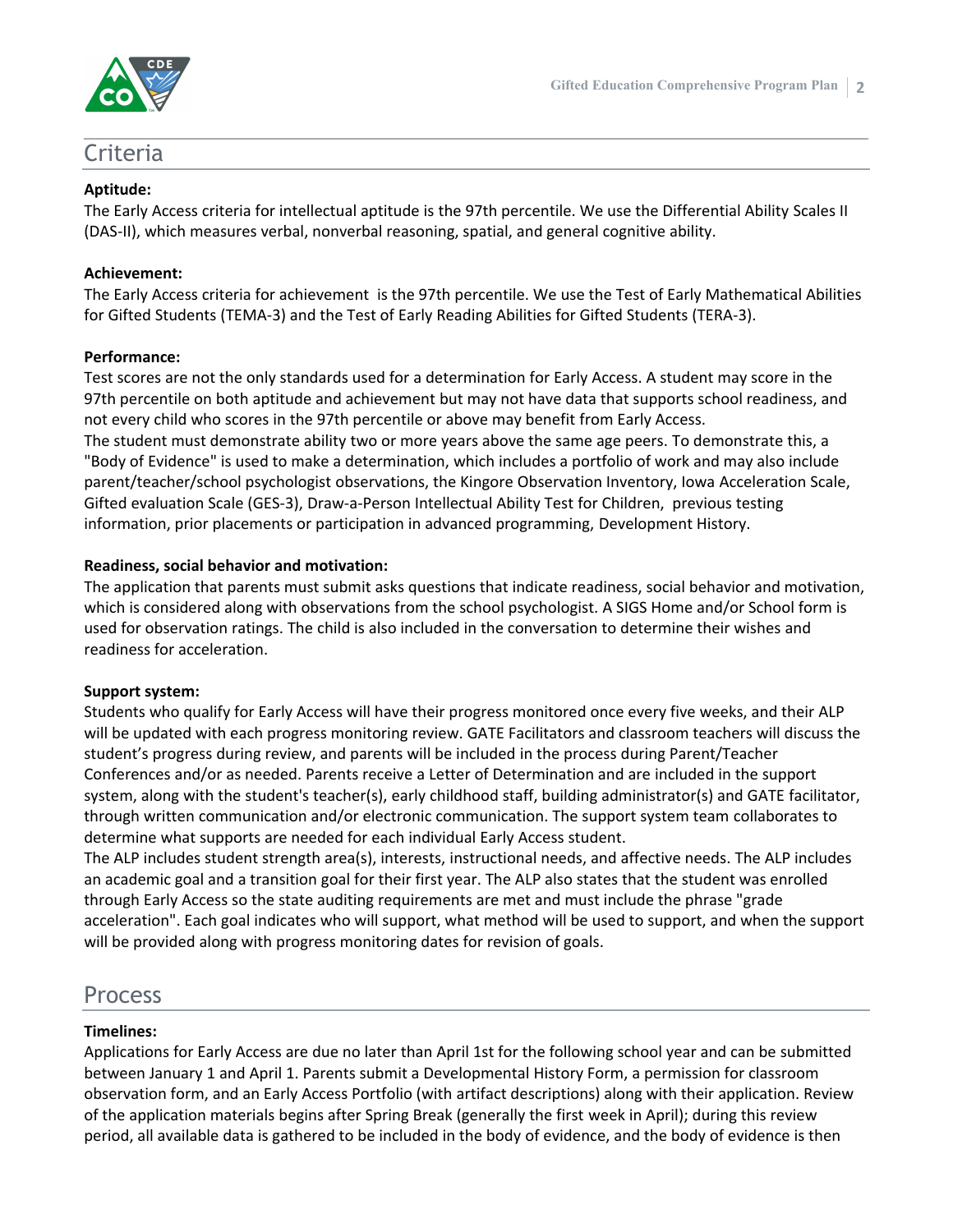## Criteria

**Aptitude:**
The Early Access criteria for intellectual aptitude is the 97th percentile. We use the Differential Ability Scales II (DAS-II), which measures verbal, nonverbal reasoning, spatial, and general cognitive ability.

**Achievement:**
The Early Access criteria for achievement is the 97th percentile. We use the Test of Early Mathematical Abilities for Gifted Students (TEMA-3) and the Test of Early Reading Abilities for Gifted Students (TERA-3).

**Performance:**
Test scores are not the only standards used for a determination for Early Access. A student may score in the 97th percentile on both aptitude and achievement but may not have data that supports school readiness, and not every child who scores in the 97th percentile or above may benefit from Early Access.
The student must demonstrate ability two or more years above the same age peers. To demonstrate this, a "Body of Evidence" is used to make a determination, which includes a portfolio of work and may also include parent/teacher/school psychologist observations, the Kingore Observation Inventory, Iowa Acceleration Scale, Gifted evaluation Scale (GES-3), Draw-a-Person Intellectual Ability Test for Children, previous testing information, prior placements or participation in advanced programming, Development History.

**Readiness, social behavior and motivation:**
The application that parents must submit asks questions that indicate readiness, social behavior and motivation, which is considered along with observations from the school psychologist. A SIGS Home and/or School form is used for observation ratings. The child is also included in the conversation to determine their wishes and readiness for acceleration.

**Support system:**
Students who qualify for Early Access will have their progress monitored once every five weeks, and their ALP will be updated with each progress monitoring review. GATE Facilitators and classroom teachers will discuss the student's progress during review, and parents will be included in the process during Parent/Teacher Conferences and/or as needed. Parents receive a Letter of Determination and are included in the support system, along with the student's teacher(s), early childhood staff, building administrator(s) and GATE facilitator, through written communication and/or electronic communication. The support system team collaborates to determine what supports are needed for each individual Early Access student.
The ALP includes student strength area(s), interests, instructional needs, and affective needs. The ALP includes an academic goal and a transition goal for their first year. The ALP also states that the student was enrolled through Early Access so the state auditing requirements are met and must include the phrase "grade acceleration". Each goal indicates who will support, what method will be used to support, and when the support will be provided along with progress monitoring dates for revision of goals.

## Process

**Timelines:**
Applications for Early Access are due no later than April 1st for the following school year and can be submitted between January 1 and April 1. Parents submit a Developmental History Form, a permission for classroom observation form, and an Early Access Portfolio (with artifact descriptions) along with their application. Review of the application materials begins after Spring Break (generally the first week in April); during this review period, all available data is gathered to be included in the body of evidence, and the body of evidence is then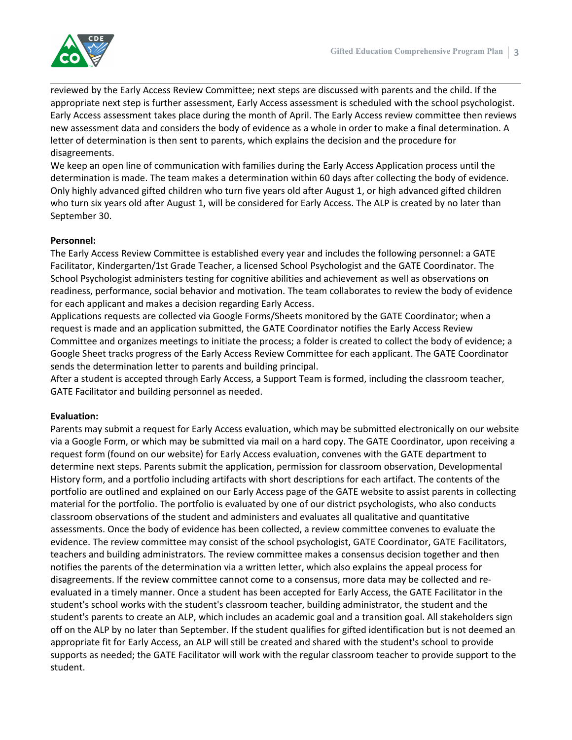reviewed by the Early Access Review Committee; next steps are discussed with parents and the child. If the appropriate next step is further assessment, Early Access assessment is scheduled with the school psychologist. Early Access assessment takes place during the month of April. The Early Access review committee then reviews new assessment data and considers the body of evidence as a whole in order to make a final determination. A letter of determination is then sent to parents, which explains the decision and the procedure for disagreements.

We keep an open line of communication with families during the Early Access Application process until the determination is made. The team makes a determination within 60 days after collecting the body of evidence. Only highly advanced gifted children who turn five years old after August 1, or high advanced gifted children who turn six years old after August 1, will be considered for Early Access. The ALP is created by no later than September 30.

**Personnel:**

The Early Access Review Committee is established every year and includes the following personnel: a GATE Facilitator, Kindergarten/1st Grade Teacher, a licensed School Psychologist and the GATE Coordinator. The School Psychologist administers testing for cognitive abilities and achievement as well as observations on readiness, performance, social behavior and motivation. The team collaborates to review the body of evidence for each applicant and makes a decision regarding Early Access.

Applications requests are collected via Google Forms/Sheets monitored by the GATE Coordinator; when a request is made and an application submitted, the GATE Coordinator notifies the Early Access Review Committee and organizes meetings to initiate the process; a folder is created to collect the body of evidence; a Google Sheet tracks progress of the Early Access Review Committee for each applicant. The GATE Coordinator sends the determination letter to parents and building principal.

After a student is accepted through Early Access, a Support Team is formed, including the classroom teacher, GATE Facilitator and building personnel as needed.

**Evaluation:**

Parents may submit a request for Early Access evaluation, which may be submitted electronically on our website via a Google Form, or which may be submitted via mail on a hard copy. The GATE Coordinator, upon receiving a request form (found on our website) for Early Access evaluation, convenes with the GATE department to determine next steps. Parents submit the application, permission for classroom observation, Developmental History form, and a portfolio including artifacts with short descriptions for each artifact. The contents of the portfolio are outlined and explained on our Early Access page of the GATE website to assist parents in collecting material for the portfolio. The portfolio is evaluated by one of our district psychologists, who also conducts classroom observations of the student and administers and evaluates all qualitative and quantitative assessments. Once the body of evidence has been collected, a review committee convenes to evaluate the evidence. The review committee may consist of the school psychologist, GATE Coordinator, GATE Facilitators, teachers and building administrators. The review committee makes a consensus decision together and then notifies the parents of the determination via a written letter, which also explains the appeal process for disagreements. If the review committee cannot come to a consensus, more data may be collected and re-evaluated in a timely manner. Once a student has been accepted for Early Access, the GATE Facilitator in the student's school works with the student's classroom teacher, building administrator, the student and the student's parents to create an ALP, which includes an academic goal and a transition goal. All stakeholders sign off on the ALP by no later than September. If the student qualifies for gifted identification but is not deemed an appropriate fit for Early Access, an ALP will still be created and shared with the student's school to provide supports as needed; the GATE Facilitator will work with the regular classroom teacher to provide support to the student.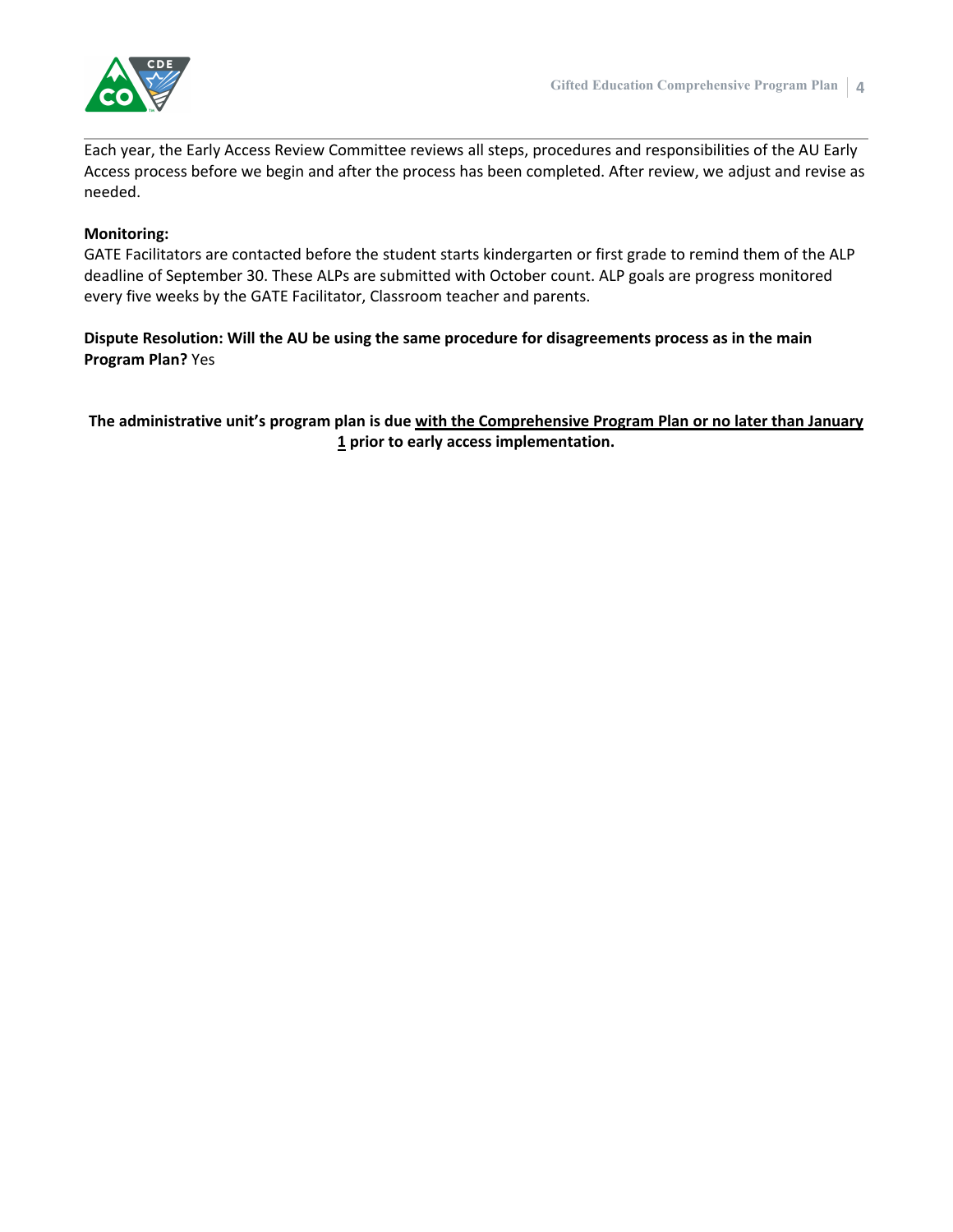Each year, the Early Access Review Committee reviews all steps, procedures and responsibilities of the AU Early Access process before we begin and after the process has been completed. After review, we adjust and revise as needed.

**Monitoring:**
GATE Facilitators are contacted before the student starts kindergarten or first grade to remind them of the ALP deadline of September 30. These ALPs are submitted with October count. ALP goals are progress monitored every five weeks by the GATE Facilitator, Classroom teacher and parents.

**Dispute Resolution: Will the AU be using the same procedure for disagreements process as in the main Program Plan?** Yes

**The administrative unit's program plan is due <u>with the Comprehensive Program Plan or no later than January 1</u> prior to early access implementation.**